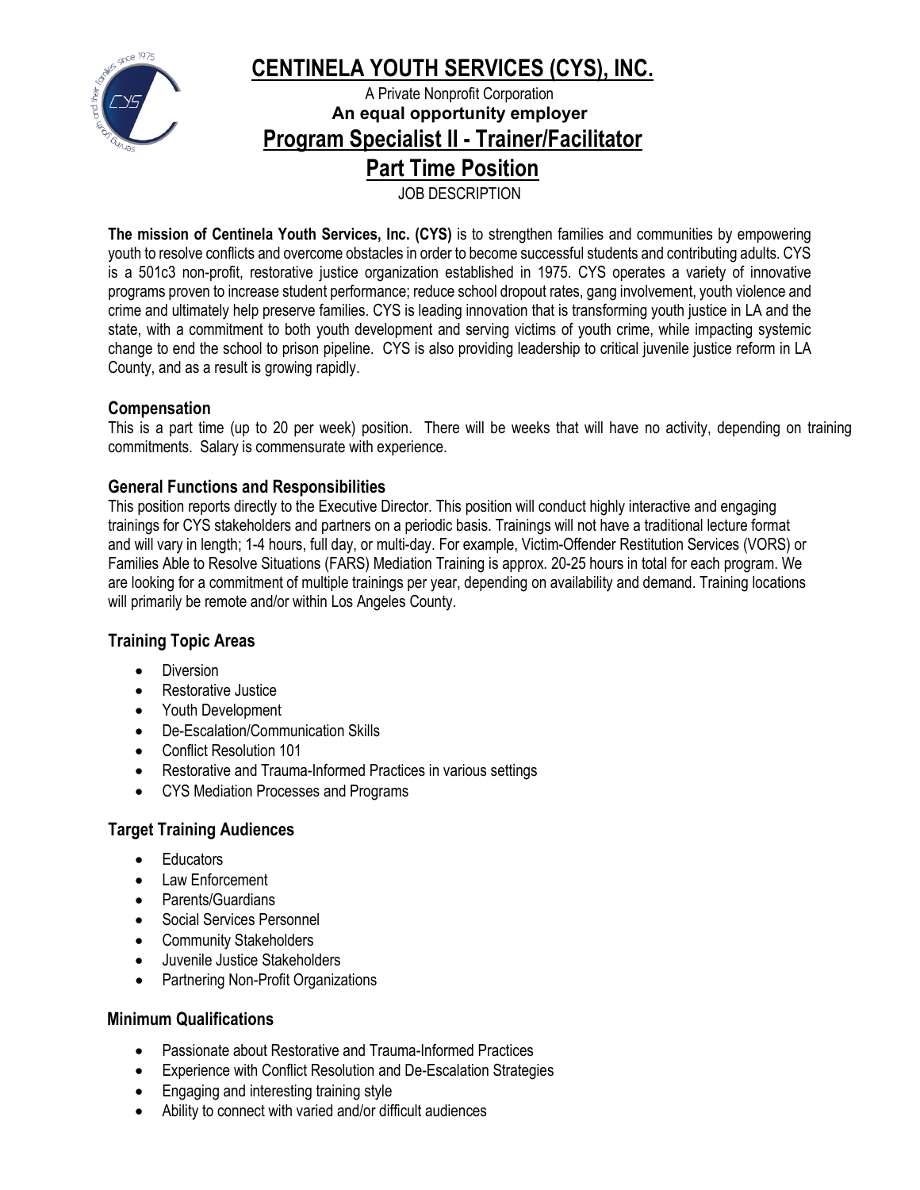# CENTINELA YOUTH SERVICES (CYS), INC.

A Private Nonprofit Corporation

**An equal opportunity employer**

## Program Specialist II - Trainer/Facilitator

## Part Time Position

JOB DESCRIPTION

**The mission of Centinela Youth Services, Inc. (CYS)** is to strengthen families and communities by empowering youth to resolve conflicts and overcome obstacles in order to become successful students and contributing adults. CYS is a 501c3 non-profit, restorative justice organization established in 1975. CYS operates a variety of innovative programs proven to increase student performance; reduce school dropout rates, gang involvement, youth violence and crime and ultimately help preserve families. CYS is leading innovation that is transforming youth justice in LA and the state, with a commitment to both youth development and serving victims of youth crime, while impacting systemic change to end the school to prison pipeline. CYS is also providing leadership to critical juvenile justice reform in LA County, and as a result is growing rapidly.

### Compensation

This is a part time (up to 20 per week) position. There will be weeks that will have no activity, depending on training commitments. Salary is commensurate with experience.

### General Functions and Responsibilities

This position reports directly to the Executive Director. This position will conduct highly interactive and engaging trainings for CYS stakeholders and partners on a periodic basis. Trainings will not have a traditional lecture format and will vary in length; 1-4 hours, full day, or multi-day. For example, Victim-Offender Restitution Services (VORS) or Families Able to Resolve Situations (FARS) Mediation Training is approx. 20-25 hours in total for each program. We are looking for a commitment of multiple trainings per year, depending on availability and demand. Training locations will primarily be remote and/or within Los Angeles County.

### Training Topic Areas

- Diversion
- Restorative Justice
- Youth Development
- De-Escalation/Communication Skills
- Conflict Resolution 101
- Restorative and Trauma-Informed Practices in various settings
- CYS Mediation Processes and Programs

### Target Training Audiences

- Educators
- Law Enforcement
- Parents/Guardians
- Social Services Personnel
- Community Stakeholders
- Juvenile Justice Stakeholders
- Partnering Non-Profit Organizations

### Minimum Qualifications

- Passionate about Restorative and Trauma-Informed Practices
- Experience with Conflict Resolution and De-Escalation Strategies
- Engaging and interesting training style
- Ability to connect with varied and/or difficult audiences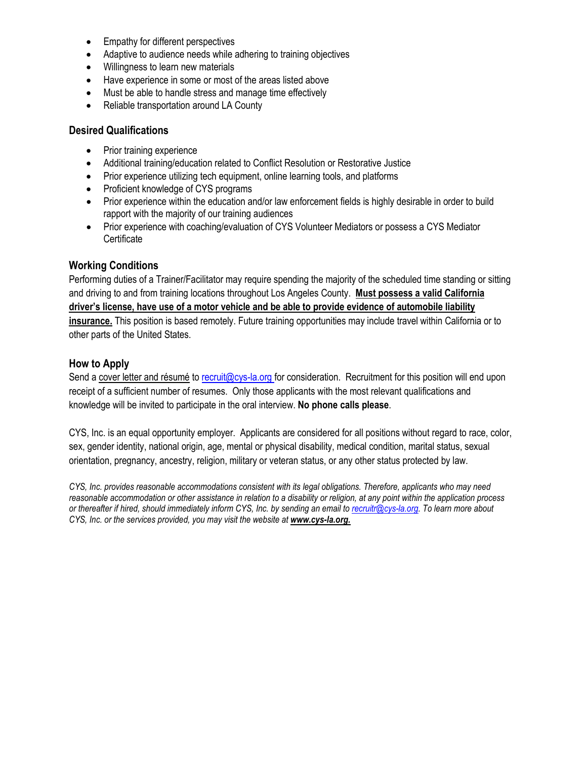- Empathy for different perspectives
- Adaptive to audience needs while adhering to training objectives
- Willingness to learn new materials
- Have experience in some or most of the areas listed above
- Must be able to handle stress and manage time effectively
- Reliable transportation around LA County

### Desired Qualifications

- Prior training experience
- Additional training/education related to Conflict Resolution or Restorative Justice
- Prior experience utilizing tech equipment, online learning tools, and platforms
- Proficient knowledge of CYS programs
- Prior experience within the education and/or law enforcement fields is highly desirable in order to build rapport with the majority of our training audiences
- Prior experience with coaching/evaluation of CYS Volunteer Mediators or possess a CYS Mediator Certificate

### Working Conditions

Performing duties of a Trainer/Facilitator may require spending the majority of the scheduled time standing or sitting and driving to and from training locations throughout Los Angeles County. **Must possess a valid California driver's license, have use of a motor vehicle and be able to provide evidence of automobile liability insurance.** This position is based remotely. Future training opportunities may include travel within California or to other parts of the United States.

### How to Apply

Send a cover letter and résumé to recruit@cys-la.org for consideration. Recruitment for this position will end upon receipt of a sufficient number of resumes. Only those applicants with the most relevant qualifications and knowledge will be invited to participate in the oral interview. **No phone calls please**.

CYS, Inc. is an equal opportunity employer. Applicants are considered for all positions without regard to race, color, sex, gender identity, national origin, age, mental or physical disability, medical condition, marital status, sexual orientation, pregnancy, ancestry, religion, military or veteran status, or any other status protected by law.

*CYS, Inc. provides reasonable accommodations consistent with its legal obligations. Therefore, applicants who may need reasonable accommodation or other assistance in relation to a disability or religion, at any point within the application process or thereafter if hired, should immediately inform CYS, Inc. by sending an email to recruitr@cys-la.org. To learn more about CYS, Inc. or the services provided, you may visit the website at* ***www.cys-la.org.***